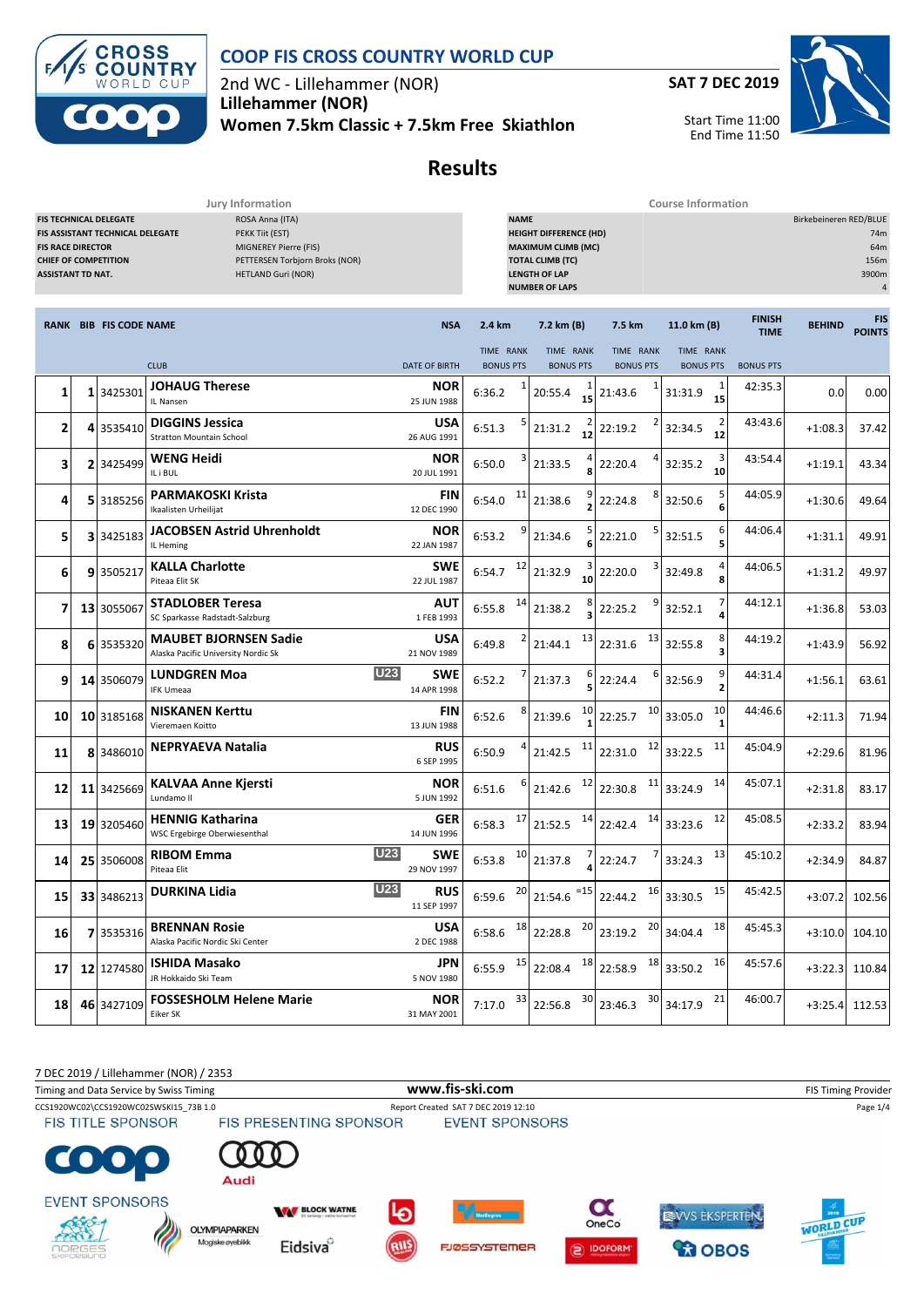# COOP FIS CROSS COUNTRY WORLD CUP

2nd WC - Lillehammer (NOR)

**Lillehammer (NOR)**

**Women 7.5km Classic + 7.5km Free Skiathlon**

**SAT 7 DEC 2019**

Start Time 11:00
End Time 11:50

## Results

| Jury Information | |
|---|---|
| FIS TECHNICAL DELEGATE | ROSA Anna (ITA) |
| FIS ASSISTANT TECHNICAL DELEGATE | PEKK Tiit (EST) |
| FIS RACE DIRECTOR | MIGNEREY Pierre (FIS) |
| CHIEF OF COMPETITION | PETTERSEN Torbjorn Broks (NOR) |
| ASSISTANT TD NAT. | HETLAND Guri (NOR) |

| Course Information | |
|---|---|
| NAME | Birkebeineren RED/BLUE |
| HEIGHT DIFFERENCE (HD) | 74m |
| MAXIMUM CLIMB (MC) | 64m |
| TOTAL CLIMB (TC) | 156m |
| LENGTH OF LAP | 3900m |
| NUMBER OF LAPS | 4 |

| RANK | BIB | FIS CODE | NAME / CLUB | | NSA / DATE OF BIRTH | 2.4 km TIME | RANK | 7.2 km (B) TIME | RANK / BONUS PTS | 7.5 km TIME | RANK | 11.0 km (B) TIME | RANK / BONUS PTS | FINISH TIME | BEHIND | FIS POINTS |
|---|---|---|---|---|---|---|---|---|---|---|---|---|---|---|---|---|
| 1 | 1 | 3425301 | **JOHAUG Therese** IL Nansen | | NOR 25 JUN 1988 | 6:36.2 | 1 | 20:55.4 | 1 / 15 | 21:43.6 | 1 | 31:31.9 | 1 / 15 | 42:35.3 | 0.0 | 0.00 |
| 2 | 4 | 3535410 | **DIGGINS Jessica** Stratton Mountain School | | USA 26 AUG 1991 | 6:51.3 | 5 | 21:31.2 | 2 / 12 | 22:19.2 | 2 | 32:34.5 | 2 / 12 | 43:43.6 | +1:08.3 | 37.42 |
| 3 | 2 | 3425499 | **WENG Heidi** IL i BUL | | NOR 20 JUL 1991 | 6:50.0 | 3 | 21:33.5 | 4 / 8 | 22:20.4 | 4 | 32:35.2 | 3 / 10 | 43:54.4 | +1:19.1 | 43.34 |
| 4 | 5 | 3185256 | **PARMAKOSKI Krista** Ikaalisten Urheilijat | | FIN 12 DEC 1990 | 6:54.0 | 11 | 21:38.6 | 9 / 2 | 22:24.8 | 8 | 32:50.6 | 5 / 6 | 44:05.9 | +1:30.6 | 49.64 |
| 5 | 3 | 3425183 | **JACOBSEN Astrid Uhrenholdt** IL Heming | | NOR 22 JAN 1987 | 6:53.2 | 9 | 21:34.6 | 5 / 6 | 22:21.0 | 5 | 32:51.5 | 6 / 5 | 44:06.4 | +1:31.1 | 49.91 |
| 6 | 9 | 3505217 | **KALLA Charlotte** Piteaa Elit SK | | SWE 22 JUL 1987 | 6:54.7 | 12 | 21:32.9 | 3 / 10 | 22:20.0 | 3 | 32:49.8 | 4 / 8 | 44:06.5 | +1:31.2 | 49.97 |
| 7 | 13 | 3055067 | **STADLOBER Teresa** SC Sparkasse Radstadt-Salzburg | | AUT 1 FEB 1993 | 6:55.8 | 14 | 21:38.2 | 8 / 3 | 22:25.2 | 9 | 32:52.1 | 7 / 4 | 44:12.1 | +1:36.8 | 53.03 |
| 8 | 6 | 3535320 | **MAUBET BJORNSEN Sadie** Alaska Pacific University Nordic Sk | | USA 21 NOV 1989 | 6:49.8 | 2 | 21:44.1 | 13 | 22:31.6 | 13 | 32:55.8 | 8 / 3 | 44:19.2 | +1:43.9 | 56.92 |
| 9 | 14 | 3506079 | **LUNDGREN Moa** IFK Umeaa | U23 | SWE 14 APR 1998 | 6:52.2 | 7 | 21:37.3 | 6 / 5 | 22:24.4 | 6 | 32:56.9 | 9 / 2 | 44:31.4 | +1:56.1 | 63.61 |
| 10 | 10 | 3185168 | **NISKANEN Kerttu** Vieremaen Koitto | | FIN 13 JUN 1988 | 6:52.6 | 8 | 21:39.6 | 10 / 1 | 22:25.7 | 10 | 33:05.0 | 10 / 1 | 44:46.6 | +2:11.3 | 71.94 |
| 11 | 8 | 3486010 | **NEPRYAEVA Natalia** | | RUS 6 SEP 1995 | 6:50.9 | 4 | 21:42.5 | 11 | 22:31.0 | 12 | 33:22.5 | 11 | 45:04.9 | +2:29.6 | 81.96 |
| 12 | 11 | 3425669 | **KALVAA Anne Kjersti** Lundamo Il | | NOR 5 JUN 1992 | 6:51.6 | 6 | 21:42.6 | 12 | 22:30.8 | 11 | 33:24.9 | 14 | 45:07.1 | +2:31.8 | 83.17 |
| 13 | 19 | 3205460 | **HENNIG Katharina** WSC Ergebirge Oberwiesenthal | | GER 14 JUN 1996 | 6:58.3 | 17 | 21:52.5 | 14 | 22:42.4 | 14 | 33:23.6 | 12 | 45:08.5 | +2:33.2 | 83.94 |
| 14 | 25 | 3506008 | **RIBOM Emma** Piteaa Elit | U23 | SWE 29 NOV 1997 | 6:53.8 | 10 | 21:37.8 | 7 / 4 | 22:24.7 | 7 | 33:24.3 | 13 | 45:10.2 | +2:34.9 | 84.87 |
| 15 | 33 | 3486213 | **DURKINA Lidia** | U23 | RUS 11 SEP 1997 | 6:59.6 | 20 | 21:54.6 | =15 | 22:44.2 | 16 | 33:30.5 | 15 | 45:42.5 | +3:07.2 | 102.56 |
| 16 | 7 | 3535316 | **BRENNAN Rosie** Alaska Pacific Nordic Ski Center | | USA 2 DEC 1988 | 6:58.6 | 18 | 22:28.8 | 20 | 23:19.2 | 20 | 34:04.4 | 18 | 45:45.3 | +3:10.0 | 104.10 |
| 17 | 12 | 1274580 | **ISHIDA Masako** JR Hokkaido Ski Team | | JPN 5 NOV 1980 | 6:55.9 | 15 | 22:08.4 | 18 | 22:58.9 | 18 | 33:50.2 | 16 | 45:57.6 | +3:22.3 | 110.84 |
| 18 | 46 | 3427109 | **FOSSESHOLM Helene Marie** Eiker SK | | NOR 31 MAY 2001 | 7:17.0 | 33 | 22:56.8 | 30 | 23:46.3 | 30 | 34:17.9 | 21 | 46:00.7 | +3:25.4 | 112.53 |

7 DEC 2019 / Lillehammer (NOR) / 2353

Timing and Data Service by Swiss Timing — www.fis-ski.com — FIS Timing Provider

CCS1920WC02\CCS1920WC02SWSKI15_73B 1.0 — Report Created SAT 7 DEC 2019 12:10

FIS TITLE SPONSOR — FIS PRESENTING SPONSOR — EVENT SPONSORS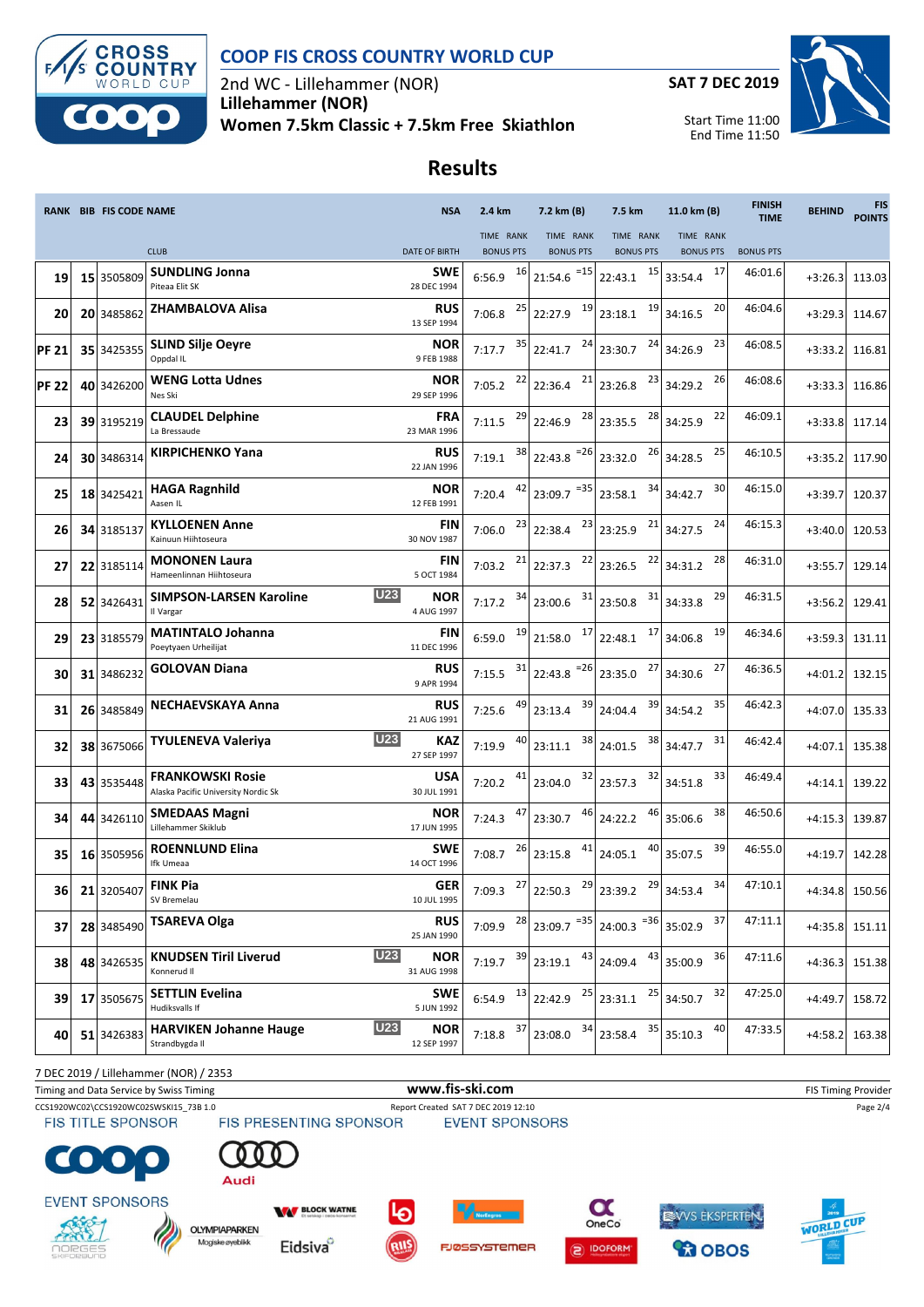# COOP FIS CROSS COUNTRY WORLD CUP

2nd WC - Lillehammer (NOR)

**Lillehammer (NOR)**

**Women 7.5km Classic + 7.5km Free Skiathlon**

**SAT 7 DEC 2019**

Start Time 11:00
End Time 11:50

## Results

| RANK | BIB | FIS CODE | NAME / CLUB | | NSA / DATE OF BIRTH | 2.4 km TIME | RANK | 7.2 km (B) TIME | RANK | 7.5 km TIME | RANK | 11.0 km (B) TIME | RANK | FINISH TIME | BEHIND | FIS POINTS |
|---|---|---|---|---|---|---|---|---|---|---|---|---|---|---|---|---|
| 19 | 15 | 3505809 | **SUNDLING Jonna** Piteaa Elit SK | | SWE 28 DEC 1994 | 6:56.9 | 16 | 21:54.6 | =15 | 22:43.1 | 15 | 33:54.4 | 17 | 46:01.6 | +3:26.3 | 113.03 |
| 20 | 20 | 3485862 | **ZHAMBALOVA Alisa** | | RUS 13 SEP 1994 | 7:06.8 | 25 | 22:27.9 | 19 | 23:18.1 | 19 | 34:16.5 | 20 | 46:04.6 | +3:29.3 | 114.67 |
| PF 21 | 35 | 3425355 | **SLIND Silje Oeyre** Oppdal IL | | NOR 9 FEB 1988 | 7:17.7 | 35 | 22:41.7 | 24 | 23:30.7 | 24 | 34:26.9 | 23 | 46:08.5 | +3:33.2 | 116.81 |
| PF 22 | 40 | 3426200 | **WENG Lotta Udnes** Nes Ski | | NOR 29 SEP 1996 | 7:05.2 | 22 | 22:36.4 | 21 | 23:26.8 | 23 | 34:29.2 | 26 | 46:08.6 | +3:33.3 | 116.86 |
| 23 | 39 | 3195219 | **CLAUDEL Delphine** La Bressaude | | FRA 23 MAR 1996 | 7:11.5 | 29 | 22:46.9 | 28 | 23:35.5 | 28 | 34:25.9 | 22 | 46:09.1 | +3:33.8 | 117.14 |
| 24 | 30 | 3486314 | **KIRPICHENKO Yana** | | RUS 22 JAN 1996 | 7:19.1 | 38 | 22:43.8 | =26 | 23:32.0 | 26 | 34:28.5 | 25 | 46:10.5 | +3:35.2 | 117.90 |
| 25 | 18 | 3425421 | **HAGA Ragnhild** Aasen IL | | NOR 12 FEB 1991 | 7:20.4 | 42 | 23:09.7 | =35 | 23:58.1 | 34 | 34:42.7 | 30 | 46:15.0 | +3:39.7 | 120.37 |
| 26 | 34 | 3185137 | **KYLLOENEN Anne** Kainuun Hiihtoseura | | FIN 30 NOV 1987 | 7:06.0 | 23 | 22:38.4 | 23 | 23:25.9 | 21 | 34:27.5 | 24 | 46:15.3 | +3:40.0 | 120.53 |
| 27 | 22 | 3185114 | **MONONEN Laura** Hameenlinnan Hiihtoseura | | FIN 5 OCT 1984 | 7:03.2 | 21 | 22:37.3 | 22 | 23:26.5 | 22 | 34:31.2 | 28 | 46:31.0 | +3:55.7 | 129.14 |
| 28 | 52 | 3426431 | **SIMPSON-LARSEN Karoline** Il Vargar | U23 | NOR 4 AUG 1997 | 7:17.2 | 34 | 23:00.6 | 31 | 23:50.8 | 31 | 34:33.8 | 29 | 46:31.5 | +3:56.2 | 129.41 |
| 29 | 23 | 3185579 | **MATINTALO Johanna** Poeytyaen Urheilijat | | FIN 11 DEC 1996 | 6:59.0 | 19 | 21:58.0 | 17 | 22:48.1 | 17 | 34:06.8 | 19 | 46:34.6 | +3:59.3 | 131.11 |
| 30 | 31 | 3486232 | **GOLOVAN Diana** | | RUS 9 APR 1994 | 7:15.5 | 31 | 22:43.8 | =26 | 23:35.0 | 27 | 34:30.6 | 27 | 46:36.5 | +4:01.2 | 132.15 |
| 31 | 26 | 3485849 | **NECHAEVSKAYA Anna** | | RUS 21 AUG 1991 | 7:25.6 | 49 | 23:13.4 | 39 | 24:04.4 | 39 | 34:54.2 | 35 | 46:42.3 | +4:07.0 | 135.33 |
| 32 | 38 | 3675066 | **TYULENEVA Valeriya** | U23 | KAZ 27 SEP 1997 | 7:19.9 | 40 | 23:11.1 | 38 | 24:01.5 | 38 | 34:47.7 | 31 | 46:42.4 | +4:07.1 | 135.38 |
| 33 | 43 | 3535448 | **FRANKOWSKI Rosie** Alaska Pacific University Nordic Sk | | USA 30 JUL 1991 | 7:20.2 | 41 | 23:04.0 | 32 | 23:57.3 | 32 | 34:51.8 | 33 | 46:49.4 | +4:14.1 | 139.22 |
| 34 | 44 | 3426110 | **SMEDAAS Magni** Lillehammer Skiklub | | NOR 17 JUN 1995 | 7:24.3 | 47 | 23:30.7 | 46 | 24:22.2 | 46 | 35:06.6 | 38 | 46:50.6 | +4:15.3 | 139.87 |
| 35 | 16 | 3505956 | **ROENNLUND Elina** Ifk Umeaa | | SWE 14 OCT 1996 | 7:08.7 | 26 | 23:15.8 | 41 | 24:05.1 | 40 | 35:07.5 | 39 | 46:55.0 | +4:19.7 | 142.28 |
| 36 | 21 | 3205407 | **FINK Pia** SV Bremelau | | GER 10 JUL 1995 | 7:09.3 | 27 | 22:50.3 | 29 | 23:39.2 | 29 | 34:53.4 | 34 | 47:10.1 | +4:34.8 | 150.56 |
| 37 | 28 | 3485490 | **TSAREVA Olga** | | RUS 25 JAN 1990 | 7:09.9 | 28 | 23:09.7 | =35 | 24:00.3 | =36 | 35:02.9 | 37 | 47:11.1 | +4:35.8 | 151.11 |
| 38 | 48 | 3426535 | **KNUDSEN Tiril Liverud** Konnerud Il | U23 | NOR 31 AUG 1998 | 7:19.7 | 39 | 23:19.1 | 43 | 24:09.4 | 43 | 35:00.9 | 36 | 47:11.6 | +4:36.3 | 151.38 |
| 39 | 17 | 3505675 | **SETTLIN Evelina** Hudiksvalls If | | SWE 5 JUN 1992 | 6:54.9 | 13 | 22:42.9 | 25 | 23:31.1 | 25 | 34:50.7 | 32 | 47:25.0 | +4:49.7 | 158.72 |
| 40 | 51 | 3426383 | **HARVIKEN Johanne Hauge** Strandbygda Il | U23 | NOR 12 SEP 1997 | 7:18.8 | 37 | 23:08.0 | 34 | 23:58.4 | 35 | 35:10.3 | 40 | 47:33.5 | +4:58.2 | 163.38 |

7 DEC 2019 / Lillehammer (NOR) / 2353

Timing and Data Service by Swiss Timing — www.fis-ski.com — FIS Timing Provider

CCS1920WC02\CCS1920WC02SWSKI15_73B 1.0 — Report Created SAT 7 DEC 2019 12:10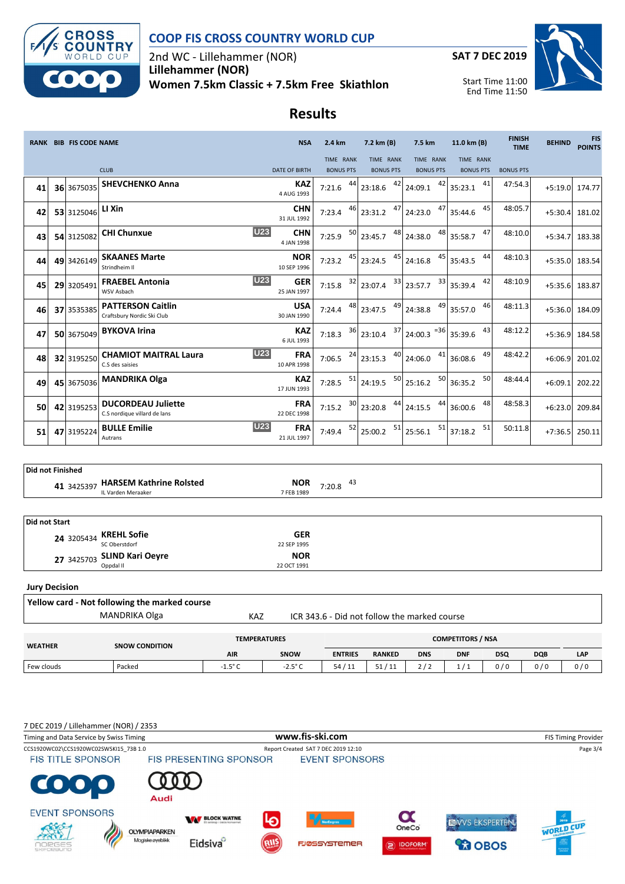# COOP FIS CROSS COUNTRY WORLD CUP

2nd WC - Lillehammer (NOR)
**Lillehammer (NOR)**
**Women 7.5km Classic + 7.5km Free Skiathlon**

**SAT 7 DEC 2019**

Start Time 11:00
End Time 11:50

## Results

| RANK | BIB | FIS CODE | NAME / CLUB | | NSA / DATE OF BIRTH | 2.4 km TIME RANK | 7.2 km (B) TIME RANK | 7.5 km TIME RANK | 11.0 km (B) TIME RANK | FINISH TIME | BEHIND | FIS POINTS |
|---|---|---|---|---|---|---|---|---|---|---|---|---|
| 41 | 36 | 3675035 | **SHEVCHENKO Anna** | | **KAZ** 4 AUG 1993 | 7:21.6 44 | 23:18.6 42 | 24:09.1 42 | 35:23.1 41 | 47:54.3 | +5:19.0 | 174.77 |
| 42 | 53 | 3125046 | **LI Xin** | | **CHN** 31 JUL 1992 | 7:23.4 46 | 23:31.2 47 | 24:23.0 47 | 35:44.6 45 | 48:05.7 | +5:30.4 | 181.02 |
| 43 | 54 | 3125082 | **CHI Chunxue** | U23 | **CHN** 4 JAN 1998 | 7:25.9 50 | 23:45.7 48 | 24:38.0 48 | 35:58.7 47 | 48:10.0 | +5:34.7 | 183.38 |
| 44 | 49 | 3426149 | **SKAANES Marte** Strindheim Il | | **NOR** 10 SEP 1996 | 7:23.2 45 | 23:24.5 45 | 24:16.8 45 | 35:43.5 44 | 48:10.3 | +5:35.0 | 183.54 |
| 45 | 29 | 3205491 | **FRAEBEL Antonia** WSV Asbach | U23 | **GER** 25 JAN 1997 | 7:15.8 32 | 23:07.4 33 | 23:57.7 33 | 35:39.4 42 | 48:10.9 | +5:35.6 | 183.87 |
| 46 | 37 | 3535385 | **PATTERSON Caitlin** Craftsbury Nordic Ski Club | | **USA** 30 JAN 1990 | 7:24.4 48 | 23:47.5 49 | 24:38.8 49 | 35:57.0 46 | 48:11.3 | +5:36.0 | 184.09 |
| 47 | 50 | 3675049 | **BYKOVA Irina** | | **KAZ** 6 JUL 1993 | 7:18.3 36 | 23:10.4 37 | 24:00.3 =36 | 35:39.6 43 | 48:12.2 | +5:36.9 | 184.58 |
| 48 | 32 | 3195250 | **CHAMIOT MAITRAL Laura** C.S des saisies | U23 | **FRA** 10 APR 1998 | 7:06.5 24 | 23:15.3 40 | 24:06.0 41 | 36:08.6 49 | 48:42.2 | +6:06.9 | 201.02 |
| 49 | 45 | 3675036 | **MANDRIKA Olga** | | **KAZ** 17 JUN 1993 | 7:28.5 51 | 24:19.5 50 | 25:16.2 50 | 36:35.2 50 | 48:44.4 | +6:09.1 | 202.22 |
| 50 | 42 | 3195253 | **DUCORDEAU Juliette** C.S nordique villard de lans | | **FRA** 22 DEC 1998 | 7:15.2 30 | 23:20.8 44 | 24:15.5 44 | 36:00.6 48 | 48:58.3 | +6:23.0 | 209.84 |
| 51 | 47 | 3195224 | **BULLE Emilie** Autrans | U23 | **FRA** 21 JUL 1997 | 7:49.4 52 | 25:00.2 51 | 25:56.1 51 | 37:18.2 51 | 50:11.8 | +7:36.5 | 250.11 |

### Did not Finished

| BIB | FIS CODE | NAME / CLUB | NSA / DATE OF BIRTH | 2.4 km TIME RANK |
|---|---|---|---|---|
| 41 | 3425397 | **HARSEM Kathrine Rolsted** IL Varden Meraaker | **NOR** 7 FEB 1989 | 7:20.8 43 |

### Did not Start

| BIB | FIS CODE | NAME / CLUB | NSA / DATE OF BIRTH |
|---|---|---|---|
| 24 | 3205434 | **KREHL Sofie** SC Oberstdorf | **GER** 22 SEP 1995 |
| 27 | 3425703 | **SLIND Kari Oeyre** Oppdal Il | **NOR** 22 OCT 1991 |

### Jury Decision

**Yellow card - Not following the marked course**

| Name | NSA | Reason |
|---|---|---|
| MANDRIKA Olga | KAZ | ICR 343.6 - Did not follow the marked course |

| WEATHER | SNOW CONDITION | TEMPERATURES AIR | TEMPERATURES SNOW | ENTRIES | RANKED | DNS | DNF | DSQ | DQB | LAP |
|---|---|---|---|---|---|---|---|---|---|---|
| Few clouds | Packed | -1.5° C | -2.5° C | 54 / 11 | 51 / 11 | 2 / 2 | 1 / 1 | 0 / 0 | 0 / 0 | 0 / 0 |

7 DEC 2019 / Lillehammer (NOR) / 2353
Timing and Data Service by Swiss Timing — www.fis-ski.com — FIS Timing Provider
CCS1920WC02\CCS1920WC02SWSKI15_73B 1.0 — Report Created SAT 7 DEC 2019 12:10

FIS TITLE SPONSOR — FIS PRESENTING SPONSOR — EVENT SPONSORS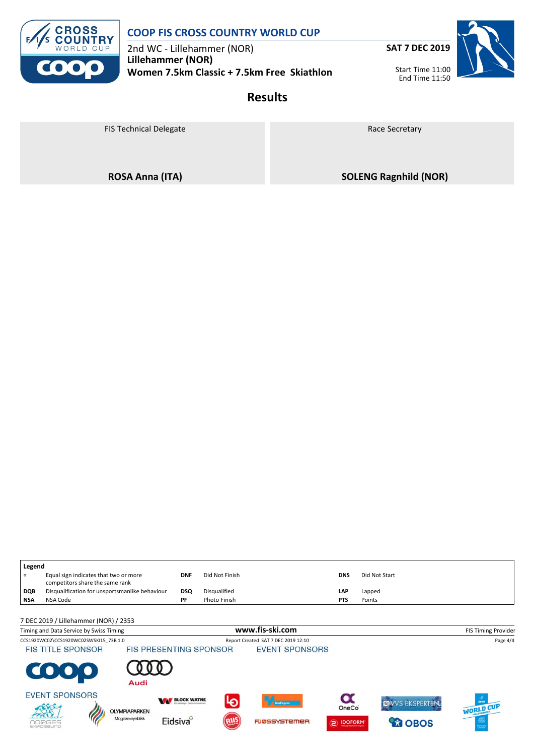# COOP FIS CROSS COUNTRY WORLD CUP

2nd WC - Lillehammer (NOR)

**Lillehammer (NOR)**

**Women 7.5km Classic + 7.5km Free Skiathlon**

**SAT 7 DEC 2019**

Start Time 11:00
End Time 11:50

## Results

| FIS Technical Delegate | Race Secretary |
|---|---|
| **ROSA Anna (ITA)** | **SOLENG Ragnhild (NOR)** |

**Legend**

| | | | | | |
|---|---|---|---|---|---|
| = | Equal sign indicates that two or more competitors share the same rank | DNF | Did Not Finish | DNS | Did Not Start |
| DQB | Disqualification for unsportsmanlike behaviour | DSQ | Disqualified | LAP | Lapped |
| NSA | NSA Code | PF | Photo Finish | PTS | Points |

7 DEC 2019 / Lillehammer (NOR) / 2353

Timing and Data Service by Swiss Timing — www.fis-ski.com — FIS Timing Provider

CCS1920WC02\CCS1920WC02SWSKI15_73B 1.0 — Report Created SAT 7 DEC 2019 12:10

FIS TITLE SPONSOR — FIS PRESENTING SPONSOR — EVENT SPONSORS

EVENT SPONSORS